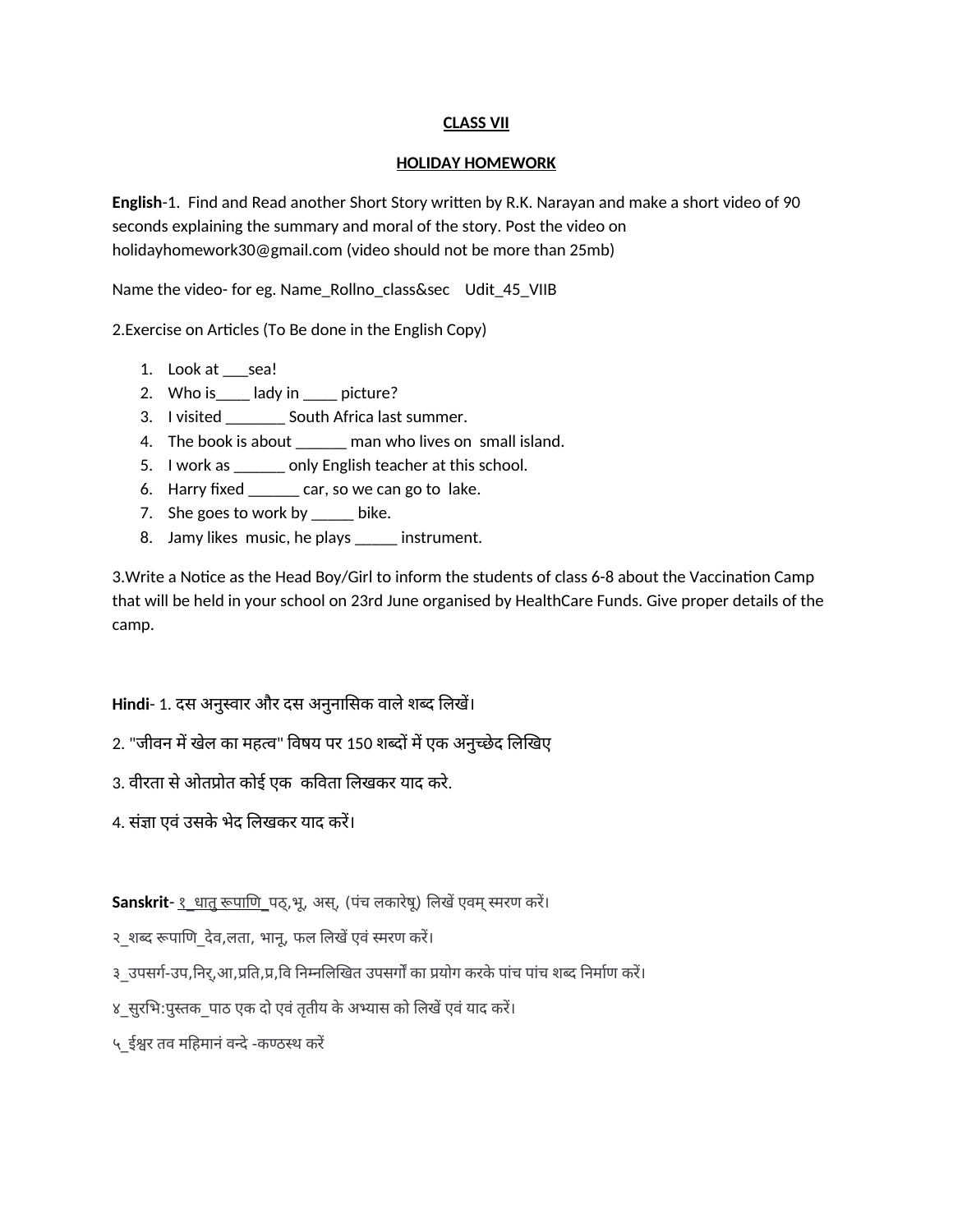**CLASS VII**

**HOLIDAY HOMEWORK**

**English**-1. Find and Read another Short Story written by R.K. Narayan and make a short video of 90 seconds explaining the summary and moral of the story. Post the video on holidayhomework30@gmail.com (video should not be more than 25mb)

Name the video- for eg. Name_Rollno_class&sec Udit_45_VIIB

2.Exercise on Articles (To Be done in the English Copy)

1. Look at ___sea!
2. Who is____ lady in ____ picture?
3. I visited _______ South Africa last summer.
4. The book is about ______ man who lives on small island.
5. I work as ______ only English teacher at this school.
6. Harry fixed ______ car, so we can go to lake.
7. She goes to work by _____ bike.
8. Jamy likes music, he plays _____ instrument.

3.Write a Notice as the Head Boy/Girl to inform the students of class 6-8 about the Vaccination Camp that will be held in your school on 23rd June organised by HealthCare Funds. Give proper details of the camp.

**Hindi**- 1. दस अनुस्वार और दस अनुनासिक वाले शब्द लिखें।

2. "जीवन में खेल का महत्व" विषय पर 150 शब्दों में एक अनुच्छेद लिखिए

3. वीरता से ओतप्रोत कोई एक कविता लिखकर याद करे.

4. संज्ञा एवं उसके भेद लिखकर याद करें।

**Sanskrit**- १_धातु रूपाणि_पठ्,भू, अस्, (पंच लकारेषू) लिखें एवम् स्मरण करें।

२_शब्द रूपाणि_देव,लता, भानू, फल लिखें एवं स्मरण करें।

३_उपसर्ग-उप,निर्,आ,प्रति,प्र,वि निम्नलिखित उपसर्गों का प्रयोग करके पांच पांच शब्द निर्माण करें।

४_सुरभि:पुस्तक_पाठ एक दो एवं तृतीय के अभ्यास को लिखें एवं याद करें।

५_ईश्वर तव महिमानं वन्दे -कण्ठस्थ करें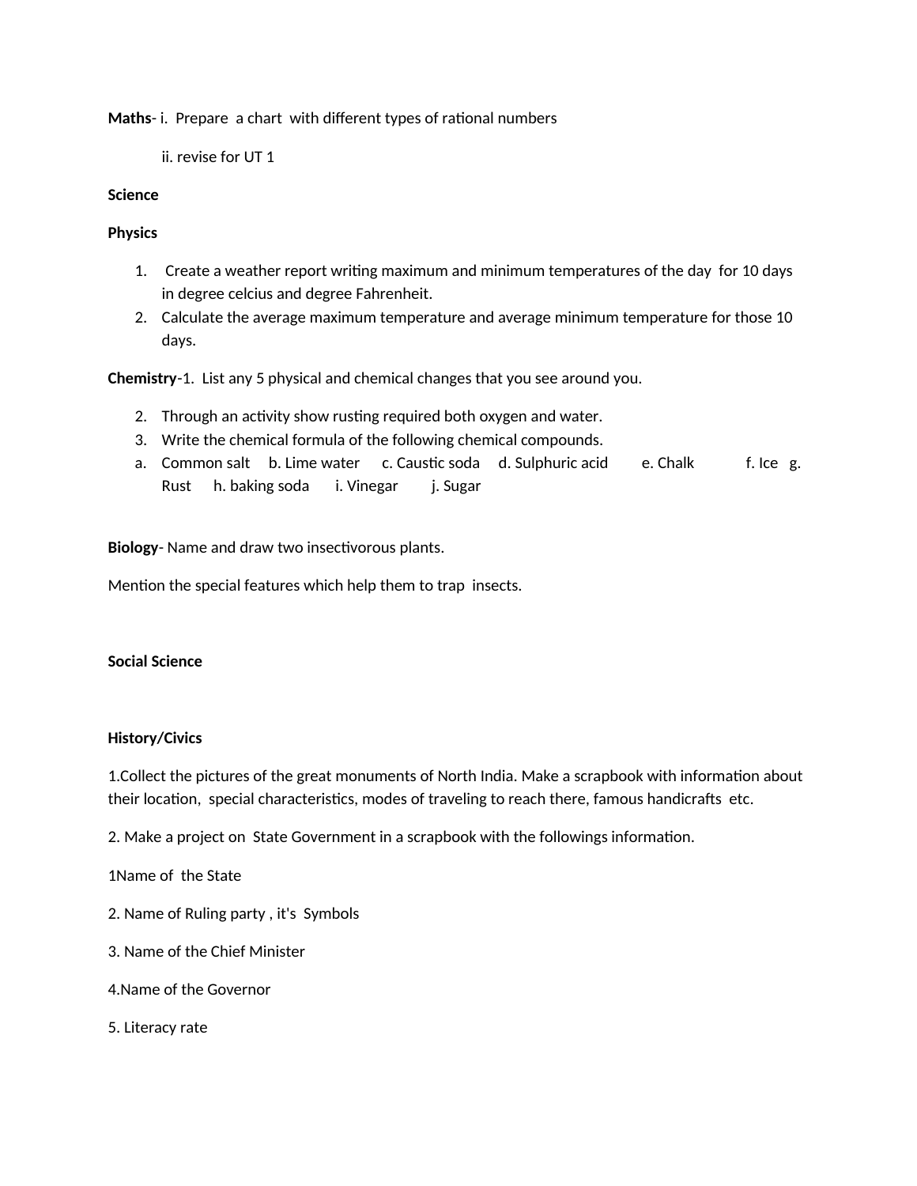**Maths**- i. Prepare a chart with different types of rational numbers

ii. revise for UT 1

**Science**

**Physics**

1. Create a weather report writing maximum and minimum temperatures of the day for 10 days in degree celcius and degree Fahrenheit.
2. Calculate the average maximum temperature and average minimum temperature for those 10 days.

**Chemistry**-1. List any 5 physical and chemical changes that you see around you.

2. Through an activity show rusting required both oxygen and water.
3. Write the chemical formula of the following chemical compounds.

a. Common salt b. Lime water c. Caustic soda d. Sulphuric acid e. Chalk f. Ice g. Rust h. baking soda i. Vinegar j. Sugar

**Biology**- Name and draw two insectivorous plants.

Mention the special features which help them to trap insects.

**Social Science**

**History/Civics**

1.Collect the pictures of the great monuments of North India. Make a scrapbook with information about their location, special characteristics, modes of traveling to reach there, famous handicrafts etc.

2. Make a project on State Government in a scrapbook with the followings information.

1Name of the State

2. Name of Ruling party , it's Symbols

3. Name of the Chief Minister

4.Name of the Governor

5. Literacy rate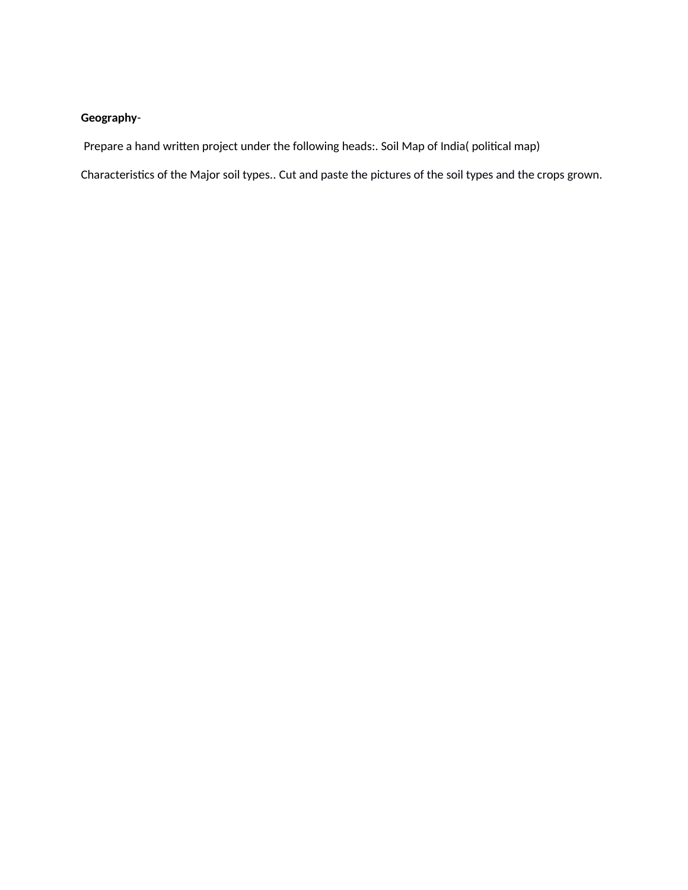**Geography**-

Prepare a hand written project under the following heads:. Soil Map of India( political map)

Characteristics of the Major soil types.. Cut and paste the pictures of the soil types and the crops grown.